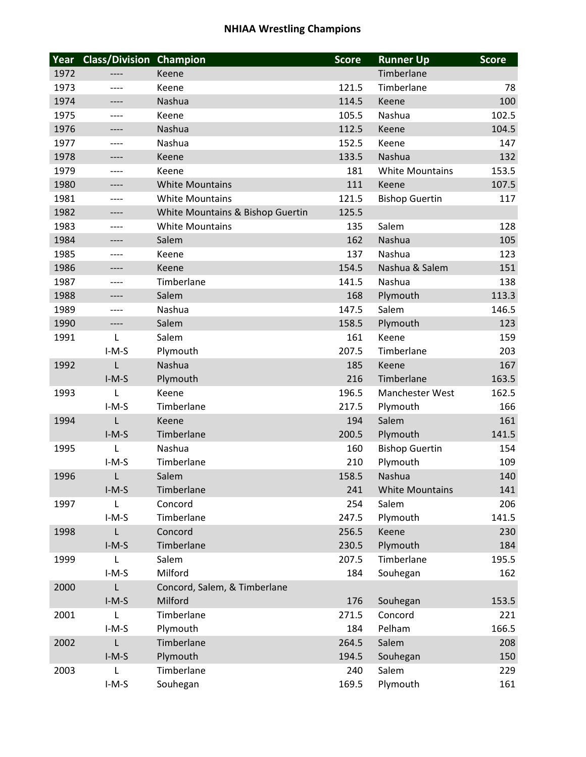# NHIAA Wrestling Champions

| Year | Class/Division | Champion | Score | Runner Up | Score |
|---|---|---|---|---|---|
| 1972 | ---- | Keene | | Timberlane | |
| 1973 | ---- | Keene | 121.5 | Timberlane | 78 |
| 1974 | ---- | Nashua | 114.5 | Keene | 100 |
| 1975 | ---- | Keene | 105.5 | Nashua | 102.5 |
| 1976 | ---- | Nashua | 112.5 | Keene | 104.5 |
| 1977 | ---- | Nashua | 152.5 | Keene | 147 |
| 1978 | ---- | Keene | 133.5 | Nashua | 132 |
| 1979 | ---- | Keene | 181 | White Mountains | 153.5 |
| 1980 | ---- | White Mountains | 111 | Keene | 107.5 |
| 1981 | ---- | White Mountains | 121.5 | Bishop Guertin | 117 |
| 1982 | ---- | White Mountains & Bishop Guertin | 125.5 | | |
| 1983 | ---- | White Mountains | 135 | Salem | 128 |
| 1984 | ---- | Salem | 162 | Nashua | 105 |
| 1985 | ---- | Keene | 137 | Nashua | 123 |
| 1986 | ---- | Keene | 154.5 | Nashua & Salem | 151 |
| 1987 | ---- | Timberlane | 141.5 | Nashua | 138 |
| 1988 | ---- | Salem | 168 | Plymouth | 113.3 |
| 1989 | ---- | Nashua | 147.5 | Salem | 146.5 |
| 1990 | ---- | Salem | 158.5 | Plymouth | 123 |
| 1991 | L | Salem | 161 | Keene | 159 |
| | I-M-S | Plymouth | 207.5 | Timberlane | 203 |
| 1992 | L | Nashua | 185 | Keene | 167 |
| | I-M-S | Plymouth | 216 | Timberlane | 163.5 |
| 1993 | L | Keene | 196.5 | Manchester West | 162.5 |
| | I-M-S | Timberlane | 217.5 | Plymouth | 166 |
| 1994 | L | Keene | 194 | Salem | 161 |
| | I-M-S | Timberlane | 200.5 | Plymouth | 141.5 |
| 1995 | L | Nashua | 160 | Bishop Guertin | 154 |
| | I-M-S | Timberlane | 210 | Plymouth | 109 |
| 1996 | L | Salem | 158.5 | Nashua | 140 |
| | I-M-S | Timberlane | 241 | White Mountains | 141 |
| 1997 | L | Concord | 254 | Salem | 206 |
| | I-M-S | Timberlane | 247.5 | Plymouth | 141.5 |
| 1998 | L | Concord | 256.5 | Keene | 230 |
| | I-M-S | Timberlane | 230.5 | Plymouth | 184 |
| 1999 | L | Salem | 207.5 | Timberlane | 195.5 |
| | I-M-S | Milford | 184 | Souhegan | 162 |
| 2000 | L | Concord, Salem, & Timberlane | | | |
| | I-M-S | Milford | 176 | Souhegan | 153.5 |
| 2001 | L | Timberlane | 271.5 | Concord | 221 |
| | I-M-S | Plymouth | 184 | Pelham | 166.5 |
| 2002 | L | Timberlane | 264.5 | Salem | 208 |
| | I-M-S | Plymouth | 194.5 | Souhegan | 150 |
| 2003 | L | Timberlane | 240 | Salem | 229 |
| | I-M-S | Souhegan | 169.5 | Plymouth | 161 |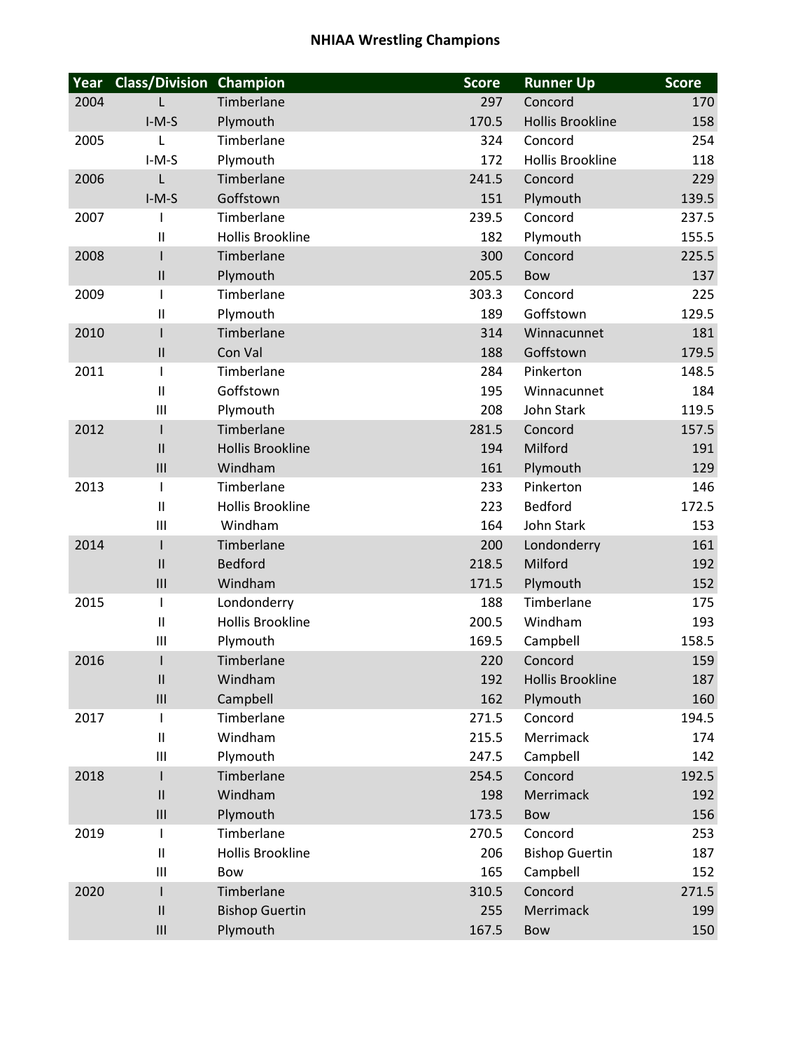# NHIAA Wrestling Champions

| Year | Class/Division | Champion | Score | Runner Up | Score |
|---|---|---|---|---|---|
| 2004 | L | Timberlane | 297 | Concord | 170 |
| | I-M-S | Plymouth | 170.5 | Hollis Brookline | 158 |
| 2005 | L | Timberlane | 324 | Concord | 254 |
| | I-M-S | Plymouth | 172 | Hollis Brookline | 118 |
| 2006 | L | Timberlane | 241.5 | Concord | 229 |
| | I-M-S | Goffstown | 151 | Plymouth | 139.5 |
| 2007 | I | Timberlane | 239.5 | Concord | 237.5 |
| | II | Hollis Brookline | 182 | Plymouth | 155.5 |
| 2008 | I | Timberlane | 300 | Concord | 225.5 |
| | II | Plymouth | 205.5 | Bow | 137 |
| 2009 | I | Timberlane | 303.3 | Concord | 225 |
| | II | Plymouth | 189 | Goffstown | 129.5 |
| 2010 | I | Timberlane | 314 | Winnacunnet | 181 |
| | II | Con Val | 188 | Goffstown | 179.5 |
| 2011 | I | Timberlane | 284 | Pinkerton | 148.5 |
| | II | Goffstown | 195 | Winnacunnet | 184 |
| | III | Plymouth | 208 | John Stark | 119.5 |
| 2012 | I | Timberlane | 281.5 | Concord | 157.5 |
| | II | Hollis Brookline | 194 | Milford | 191 |
| | III | Windham | 161 | Plymouth | 129 |
| 2013 | I | Timberlane | 233 | Pinkerton | 146 |
| | II | Hollis Brookline | 223 | Bedford | 172.5 |
| | III | Windham | 164 | John Stark | 153 |
| 2014 | I | Timberlane | 200 | Londonderry | 161 |
| | II | Bedford | 218.5 | Milford | 192 |
| | III | Windham | 171.5 | Plymouth | 152 |
| 2015 | I | Londonderry | 188 | Timberlane | 175 |
| | II | Hollis Brookline | 200.5 | Windham | 193 |
| | III | Plymouth | 169.5 | Campbell | 158.5 |
| 2016 | I | Timberlane | 220 | Concord | 159 |
| | II | Windham | 192 | Hollis Brookline | 187 |
| | III | Campbell | 162 | Plymouth | 160 |
| 2017 | I | Timberlane | 271.5 | Concord | 194.5 |
| | II | Windham | 215.5 | Merrimack | 174 |
| | III | Plymouth | 247.5 | Campbell | 142 |
| 2018 | I | Timberlane | 254.5 | Concord | 192.5 |
| | II | Windham | 198 | Merrimack | 192 |
| | III | Plymouth | 173.5 | Bow | 156 |
| 2019 | I | Timberlane | 270.5 | Concord | 253 |
| | II | Hollis Brookline | 206 | Bishop Guertin | 187 |
| | III | Bow | 165 | Campbell | 152 |
| 2020 | I | Timberlane | 310.5 | Concord | 271.5 |
| | II | Bishop Guertin | 255 | Merrimack | 199 |
| | III | Plymouth | 167.5 | Bow | 150 |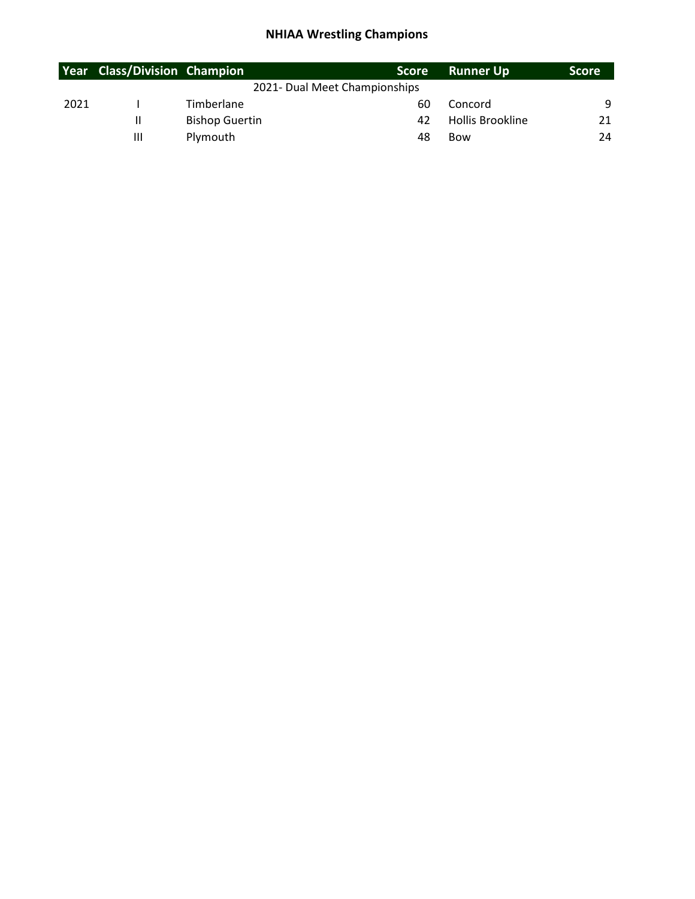**NHIAA Wrestling Champions**

| Year | Class/Division | Champion | Score | Runner Up | Score |
|---|---|---|---|---|---|
| | | 2021- Dual Meet Championships | | | |
| 2021 | I | Timberlane | 60 | Concord | 9 |
| | II | Bishop Guertin | 42 | Hollis Brookline | 21 |
| | III | Plymouth | 48 | Bow | 24 |